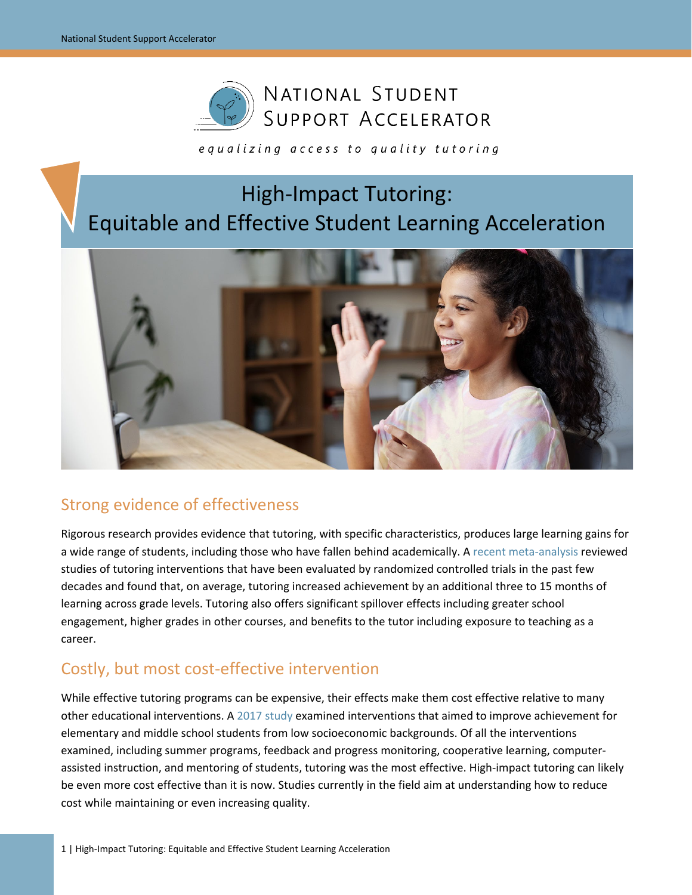NATIONAL STUDENT SUPPORT ACCELERATOR

*equalizing access to quality tutoring*

# High-Impact Tutoring: Equitable and Effective Student Learning Acceleration

## Strong evidence of effectiveness

Rigorous research provides evidence that tutoring, with specific characteristics, produces large learning gains for a wide range of students, including those who have fallen behind academically. A recent meta-analysis reviewed studies of tutoring interventions that have been evaluated by randomized controlled trials in the past few decades and found that, on average, tutoring increased achievement by an additional three to 15 months of learning across grade levels. Tutoring also offers significant spillover effects including greater school engagement, higher grades in other courses, and benefits to the tutor including exposure to teaching as a career.

## Costly, but most cost-effective intervention

While effective tutoring programs can be expensive, their effects make them cost effective relative to many other educational interventions. A 2017 study examined interventions that aimed to improve achievement for elementary and middle school students from low socioeconomic backgrounds. Of all the interventions examined, including summer programs, feedback and progress monitoring, cooperative learning, computer-assisted instruction, and mentoring of students, tutoring was the most effective. High-impact tutoring can likely be even more cost effective than it is now. Studies currently in the field aim at understanding how to reduce cost while maintaining or even increasing quality.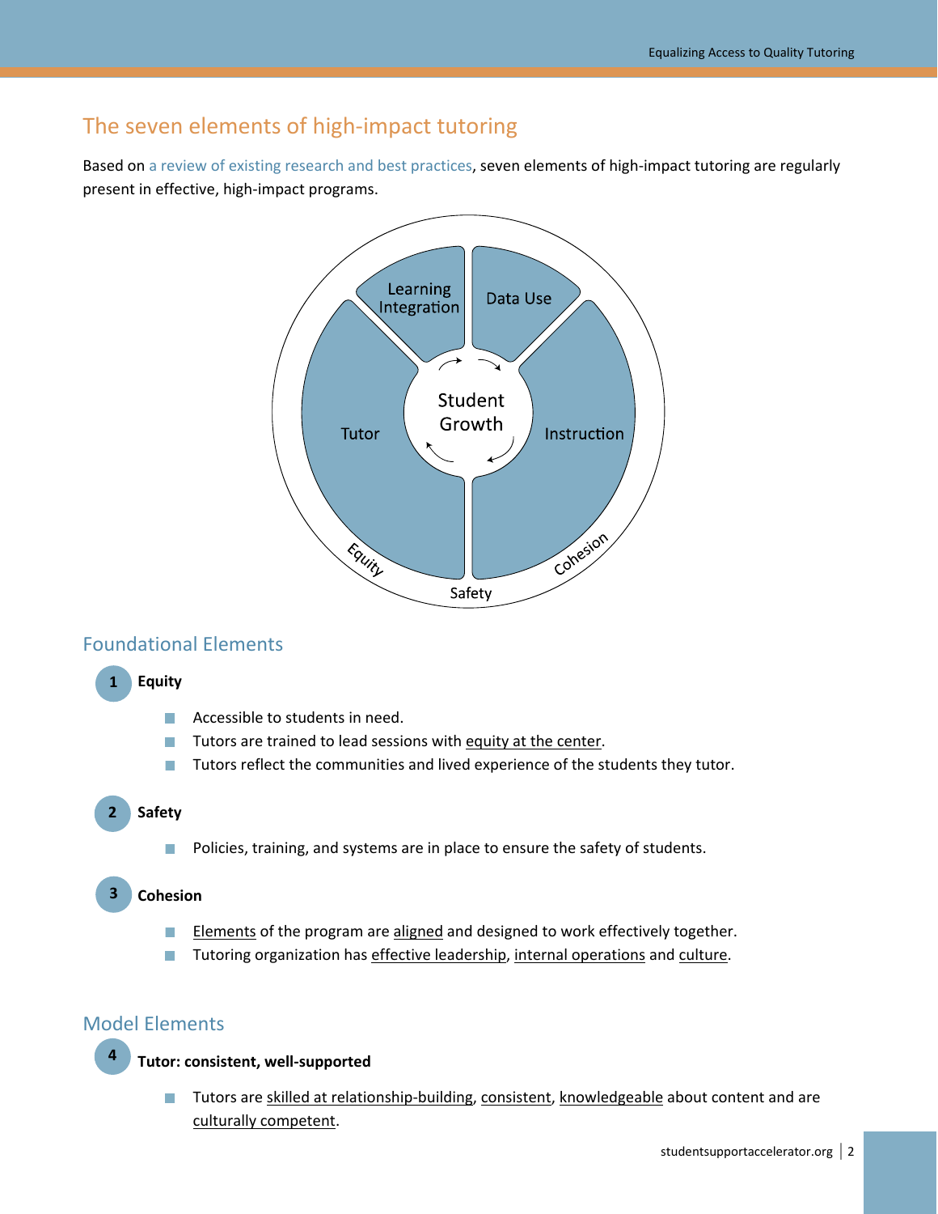## The seven elements of high-impact tutoring

Based on a review of existing research and best practices, seven elements of high-impact tutoring are regularly present in effective, high-impact programs.

Learning Integration

Data Use

Tutor

Student Growth

Instruction

Equity

Safety

Cohesion

### Foundational Elements

**1 Equity**

- Accessible to students in need.
- Tutors are trained to lead sessions with equity at the center.
- Tutors reflect the communities and lived experience of the students they tutor.

**2 Safety**

- Policies, training, and systems are in place to ensure the safety of students.

**3 Cohesion**

- Elements of the program are aligned and designed to work effectively together.
- Tutoring organization has effective leadership, internal operations and culture.

### Model Elements

**4 Tutor: consistent, well-supported**

- Tutors are skilled at relationship-building, consistent, knowledgeable about content and are culturally competent.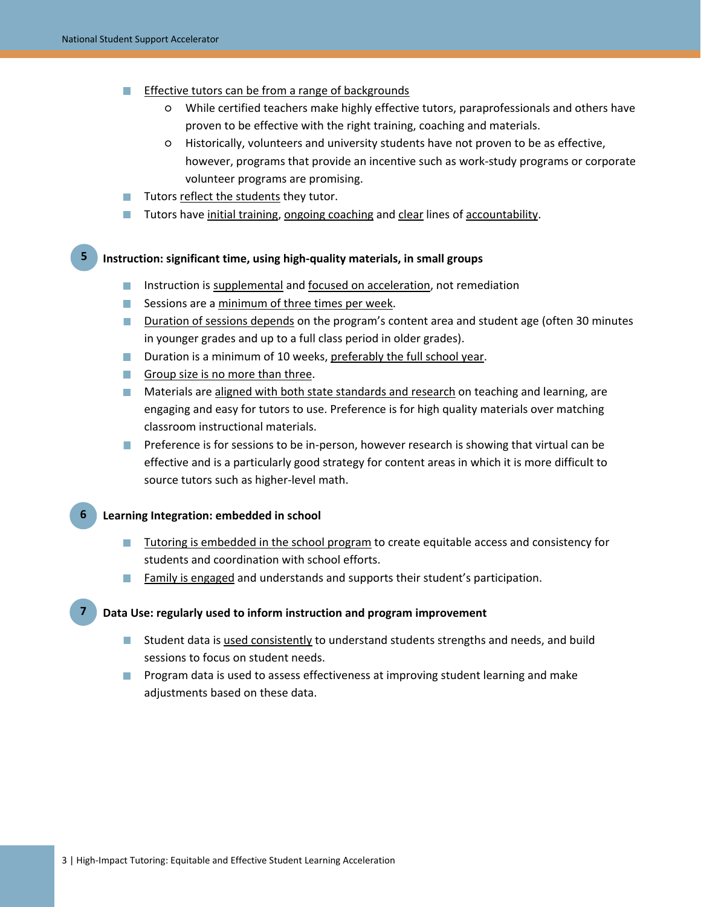- Effective tutors can be from a range of backgrounds
  - While certified teachers make highly effective tutors, paraprofessionals and others have proven to be effective with the right training, coaching and materials.
  - Historically, volunteers and university students have not proven to be as effective, however, programs that provide an incentive such as work-study programs or corporate volunteer programs are promising.
- Tutors reflect the students they tutor.
- Tutors have initial training, ongoing coaching and clear lines of accountability.

### 5 Instruction: significant time, using high-quality materials, in small groups

- Instruction is supplemental and focused on acceleration, not remediation
- Sessions are a minimum of three times per week.
- Duration of sessions depends on the program's content area and student age (often 30 minutes in younger grades and up to a full class period in older grades).
- Duration is a minimum of 10 weeks, preferably the full school year.
- Group size is no more than three.
- Materials are aligned with both state standards and research on teaching and learning, are engaging and easy for tutors to use. Preference is for high quality materials over matching classroom instructional materials.
- Preference is for sessions to be in-person, however research is showing that virtual can be effective and is a particularly good strategy for content areas in which it is more difficult to source tutors such as higher-level math.

### 6 Learning Integration: embedded in school

- Tutoring is embedded in the school program to create equitable access and consistency for students and coordination with school efforts.
- Family is engaged and understands and supports their student's participation.

### 7 Data Use: regularly used to inform instruction and program improvement

- Student data is used consistently to understand students strengths and needs, and build sessions to focus on student needs.
- Program data is used to assess effectiveness at improving student learning and make adjustments based on these data.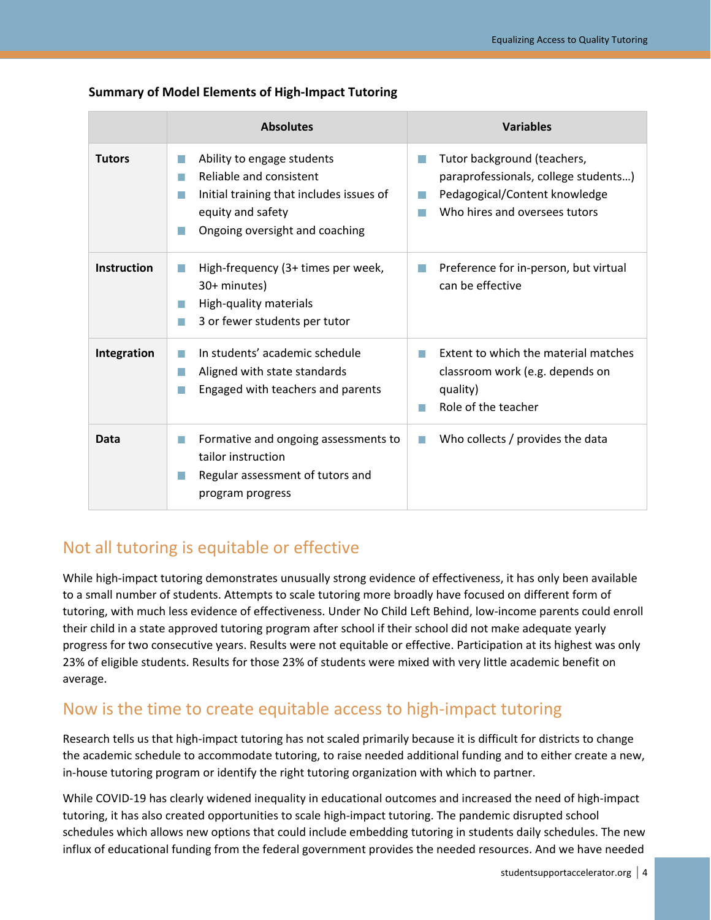**Summary of Model Elements of High-Impact Tutoring**

| | Absolutes | Variables |
|---|---|---|
| **Tutors** | ■ Ability to engage students<br>■ Reliable and consistent<br>■ Initial training that includes issues of equity and safety<br>■ Ongoing oversight and coaching | ■ Tutor background (teachers, paraprofessionals, college students…)<br>■ Pedagogical/Content knowledge<br>■ Who hires and oversees tutors |
| **Instruction** | ■ High-frequency (3+ times per week, 30+ minutes)<br>■ High-quality materials<br>■ 3 or fewer students per tutor | ■ Preference for in-person, but virtual can be effective |
| **Integration** | ■ In students' academic schedule<br>■ Aligned with state standards<br>■ Engaged with teachers and parents | ■ Extent to which the material matches classroom work (e.g. depends on quality)<br>■ Role of the teacher |
| **Data** | ■ Formative and ongoing assessments to tailor instruction<br>■ Regular assessment of tutors and program progress | ■ Who collects / provides the data |

## Not all tutoring is equitable or effective

While high-impact tutoring demonstrates unusually strong evidence of effectiveness, it has only been available to a small number of students. Attempts to scale tutoring more broadly have focused on different form of tutoring, with much less evidence of effectiveness. Under No Child Left Behind, low-income parents could enroll their child in a state approved tutoring program after school if their school did not make adequate yearly progress for two consecutive years. Results were not equitable or effective. Participation at its highest was only 23% of eligible students. Results for those 23% of students were mixed with very little academic benefit on average.

## Now is the time to create equitable access to high-impact tutoring

Research tells us that high-impact tutoring has not scaled primarily because it is difficult for districts to change the academic schedule to accommodate tutoring, to raise needed additional funding and to either create a new, in-house tutoring program or identify the right tutoring organization with which to partner.

While COVID-19 has clearly widened inequality in educational outcomes and increased the need of high-impact tutoring, it has also created opportunities to scale high-impact tutoring. The pandemic disrupted school schedules which allows new options that could include embedding tutoring in students daily schedules. The new influx of educational funding from the federal government provides the needed resources. And we have needed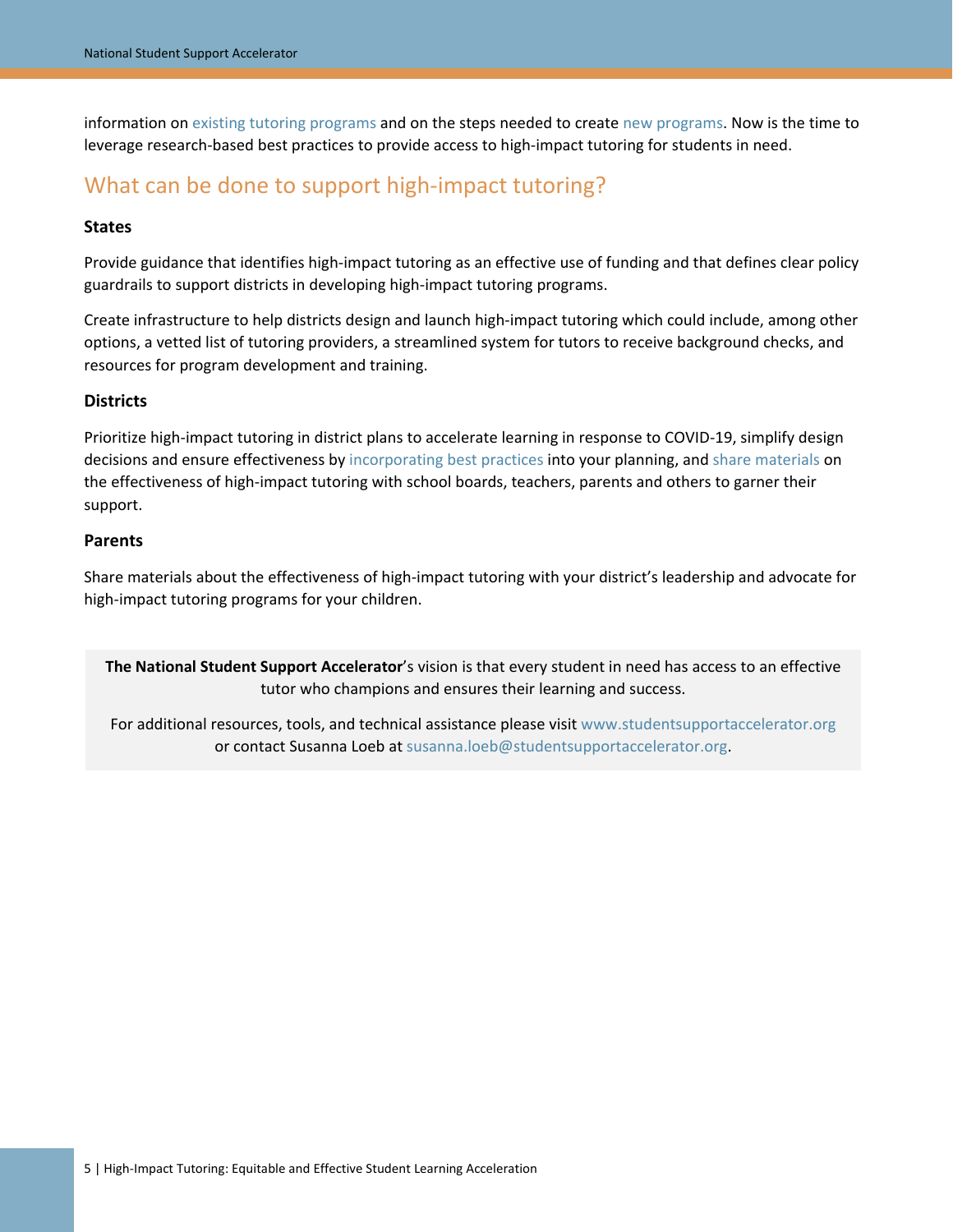information on existing tutoring programs and on the steps needed to create new programs. Now is the time to leverage research-based best practices to provide access to high-impact tutoring for students in need.

## What can be done to support high-impact tutoring?

**States**

Provide guidance that identifies high-impact tutoring as an effective use of funding and that defines clear policy guardrails to support districts in developing high-impact tutoring programs.

Create infrastructure to help districts design and launch high-impact tutoring which could include, among other options, a vetted list of tutoring providers, a streamlined system for tutors to receive background checks, and resources for program development and training.

**Districts**

Prioritize high-impact tutoring in district plans to accelerate learning in response to COVID-19, simplify design decisions and ensure effectiveness by incorporating best practices into your planning, and share materials on the effectiveness of high-impact tutoring with school boards, teachers, parents and others to garner their support.

**Parents**

Share materials about the effectiveness of high-impact tutoring with your district's leadership and advocate for high-impact tutoring programs for your children.

**The National Student Support Accelerator**'s vision is that every student in need has access to an effective tutor who champions and ensures their learning and success.

For additional resources, tools, and technical assistance please visit www.studentsupportaccelerator.org or contact Susanna Loeb at susanna.loeb@studentsupportaccelerator.org.